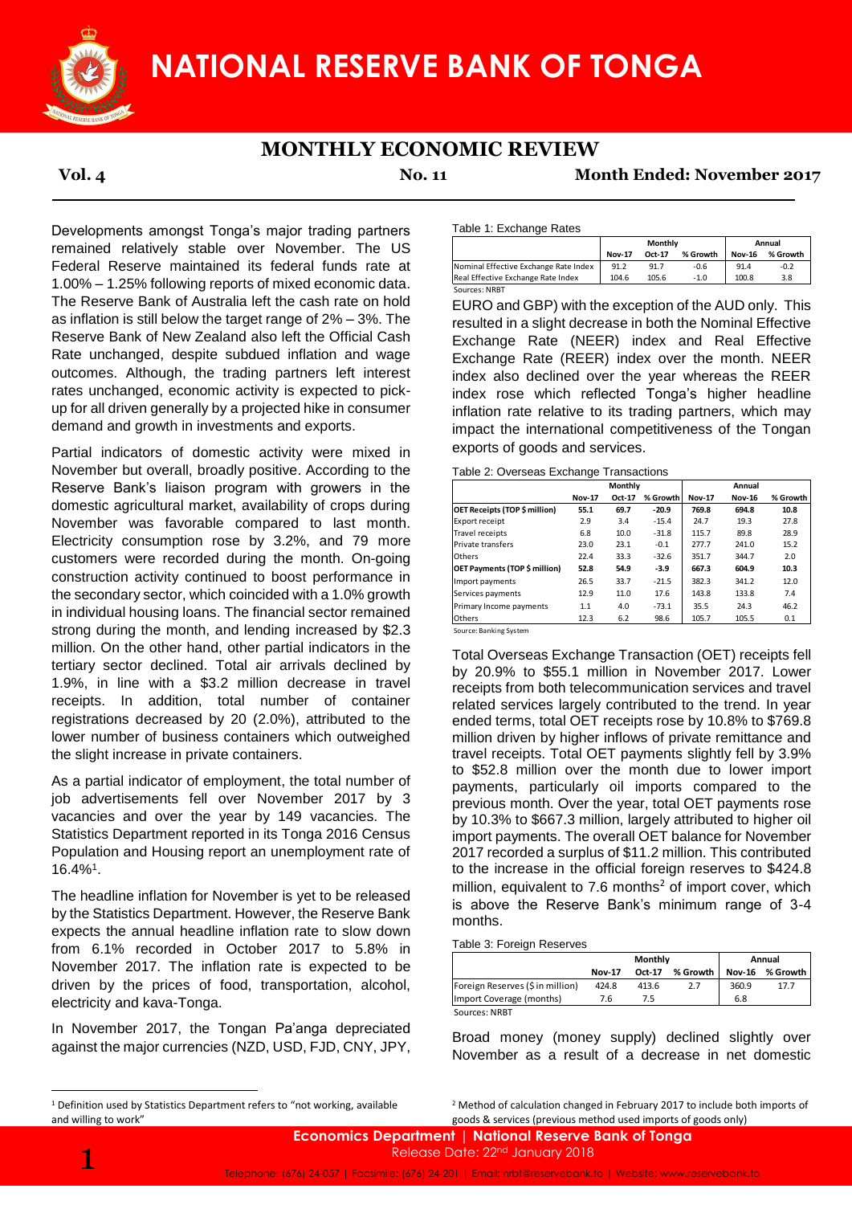# NATIONAL RESERVE BANK OF TONGA

## MONTHLY ECONOMIC REVIEW

**Vol. 4** **No. 11** **Month Ended: November 2017**

Developments amongst Tonga's major trading partners remained relatively stable over November. The US Federal Reserve maintained its federal funds rate at 1.00% – 1.25% following reports of mixed economic data. The Reserve Bank of Australia left the cash rate on hold as inflation is still below the target range of 2% – 3%. The Reserve Bank of New Zealand also left the Official Cash Rate unchanged, despite subdued inflation and wage outcomes. Although, the trading partners left interest rates unchanged, economic activity is expected to pick-up for all driven generally by a projected hike in consumer demand and growth in investments and exports.

Partial indicators of domestic activity were mixed in November but overall, broadly positive. According to the Reserve Bank's liaison program with growers in the domestic agricultural market, availability of crops during November was favorable compared to last month. Electricity consumption rose by 3.2%, and 79 more customers were recorded during the month. On-going construction activity continued to boost performance in the secondary sector, which coincided with a 1.0% growth in individual housing loans. The financial sector remained strong during the month, and lending increased by $2.3 million. On the other hand, other partial indicators in the tertiary sector declined. Total air arrivals declined by 1.9%, in line with a $3.2 million decrease in travel receipts. In addition, total number of container registrations decreased by 20 (2.0%), attributed to the lower number of business containers which outweighed the slight increase in private containers.

As a partial indicator of employment, the total number of job advertisements fell over November 2017 by 3 vacancies and over the year by 149 vacancies. The Statistics Department reported in its Tonga 2016 Census Population and Housing report an unemployment rate of 16.4%[1].

The headline inflation for November is yet to be released by the Statistics Department. However, the Reserve Bank expects the annual headline inflation rate to slow down from 6.1% recorded in October 2017 to 5.8% in November 2017. The inflation rate is expected to be driven by the prices of food, transportation, alcohol, electricity and kava-Tonga.

In November 2017, the Tongan Pa'anga depreciated against the major currencies (NZD, USD, FJD, CNY, JPY, EURO and GBP) with the exception of the AUD only. This resulted in a slight decrease in both the Nominal Effective Exchange Rate (NEER) index and Real Effective Exchange Rate (REER) index over the month. NEER index also declined over the year whereas the REER index rose which reflected Tonga's higher headline inflation rate relative to its trading partners, which may impact the international competitiveness of the Tongan exports of goods and services.

Table 1: Exchange Rates

| | Monthly | | | Annual | |
|---|---|---|---|---|---|
| | Nov-17 | Oct-17 | % Growth | Nov-16 | % Growth |
| Nominal Effective Exchange Rate Index | 91.2 | 91.7 | -0.6 | 91.4 | -0.2 |
| Real Effective Exchange Rate Index | 104.6 | 105.6 | -1.0 | 100.8 | 3.8 |

Sources: NRBT

Table 2: Overseas Exchange Transactions

| | Monthly | | | Annual | | |
|---|---|---|---|---|---|---|
| | Nov-17 | Oct-17 | % Growth | Nov-17 | Nov-16 | % Growth |
| **OET Receipts (TOP $ million)** | **55.1** | **69.7** | **-20.9** | **769.8** | **694.8** | **10.8** |
| Export receipt | 2.9 | 3.4 | -15.4 | 24.7 | 19.3 | 27.8 |
| Travel receipts | 6.8 | 10.0 | -31.8 | 115.7 | 89.8 | 28.9 |
| Private transfers | 23.0 | 23.1 | -0.1 | 277.7 | 241.0 | 15.2 |
| Others | 22.4 | 33.3 | -32.6 | 351.7 | 344.7 | 2.0 |
| **OET Payments (TOP $ million)** | **52.8** | **54.9** | **-3.9** | **667.3** | **604.9** | **10.3** |
| Import payments | 26.5 | 33.7 | -21.5 | 382.3 | 341.2 | 12.0 |
| Services payments | 12.9 | 11.0 | 17.6 | 143.8 | 133.8 | 7.4 |
| Primary Income payments | 1.1 | 4.0 | -73.1 | 35.5 | 24.3 | 46.2 |
| Others | 12.3 | 6.2 | 98.6 | 105.7 | 105.5 | 0.1 |

Source: Banking System

Total Overseas Exchange Transaction (OET) receipts fell by 20.9% to $55.1 million in November 2017. Lower receipts from both telecommunication services and travel related services largely contributed to the trend. In year ended terms, total OET receipts rose by 10.8% to $769.8 million driven by higher inflows of private remittance and travel receipts. Total OET payments slightly fell by 3.9% to $52.8 million over the month due to lower import payments, particularly oil imports compared to the previous month. Over the year, total OET payments rose by 10.3% to $667.3 million, largely attributed to higher oil import payments. The overall OET balance for November 2017 recorded a surplus of $11.2 million. This contributed to the increase in the official foreign reserves to $424.8 million, equivalent to 7.6 months[2] of import cover, which is above the Reserve Bank's minimum range of 3-4 months.

Table 3: Foreign Reserves

| | Monthly | | | Annual | |
|---|---|---|---|---|---|
| | Nov-17 | Oct-17 | % Growth | Nov-16 | % Growth |
| Foreign Reserves ($ in million) | 424.8 | 413.6 | 2.7 | 360.9 | 17.7 |
| Import Coverage (months) | 7.6 | 7.5 | | 6.8 | |

Sources: NRBT

Broad money (money supply) declined slightly over November as a result of a decrease in net domestic

[1] Definition used by Statistics Department refers to "not working, available and willing to work"

[2] Method of calculation changed in February 2017 to include both imports of goods & services (previous method used imports of goods only)

**Economics Department | National Reserve Bank of Tonga**
Release Date: 22nd January 2018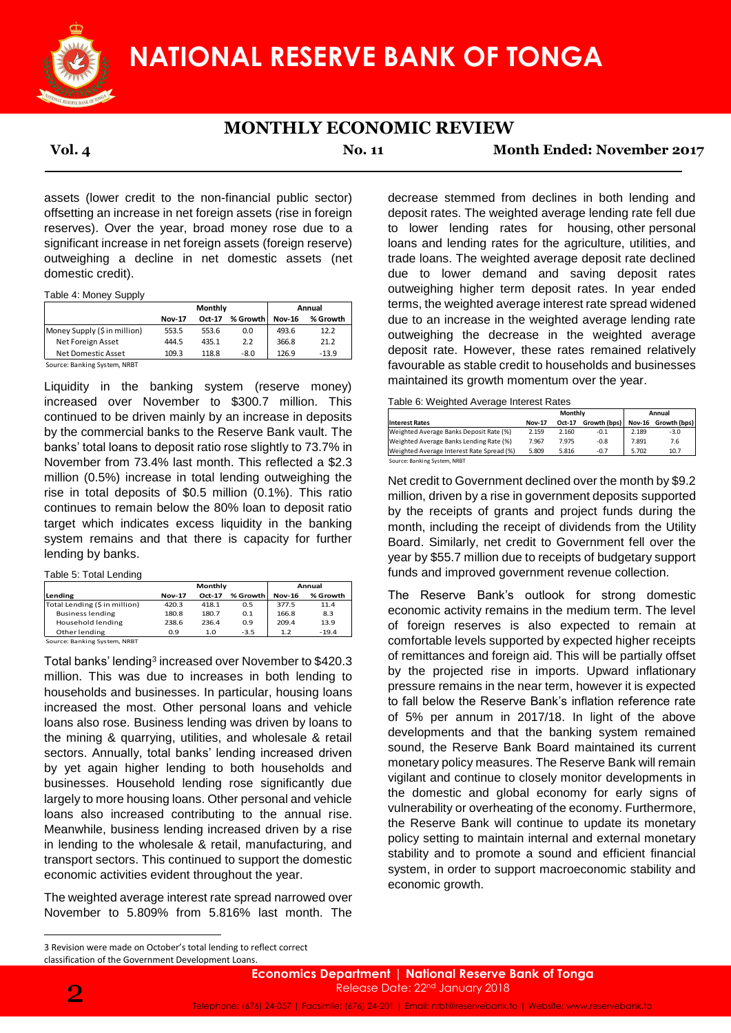assets (lower credit to the non-financial public sector) offsetting an increase in net foreign assets (rise in foreign reserves). Over the year, broad money rose due to a significant increase in net foreign assets (foreign reserve) outweighing a decline in net domestic assets (net domestic credit).

Table 4: Money Supply

| | Monthly | | | Annual | |
|---|---|---|---|---|---|
| | Nov-17 | Oct-17 | % Growth | Nov-16 | % Growth |
| Money Supply ($ in million) | 553.5 | 553.6 | 0.0 | 493.6 | 12.2 |
| Net Foreign Asset | 444.5 | 435.1 | 2.2 | 366.8 | 21.2 |
| Net Domestic Asset | 109.3 | 118.8 | -8.0 | 126.9 | -13.9 |

Source: Banking System, NRBT

Liquidity in the banking system (reserve money) increased over November to $300.7 million. This continued to be driven mainly by an increase in deposits by the commercial banks to the Reserve Bank vault. The banks' total loans to deposit ratio rose slightly to 73.7% in November from 73.4% last month. This reflected a $2.3 million (0.5%) increase in total lending outweighing the rise in total deposits of $0.5 million (0.1%). This ratio continues to remain below the 80% loan to deposit ratio target which indicates excess liquidity in the banking system remains and that there is capacity for further lending by banks.

Table 5: Total Lending

| | Monthly | | | Annual | |
|---|---|---|---|---|---|
| Lending | Nov-17 | Oct-17 | % Growth | Nov-16 | % Growth |
| Total Lending ($ in million) | 420.3 | 418.1 | 0.5 | 377.5 | 11.4 |
| Business lending | 180.8 | 180.7 | 0.1 | 166.8 | 8.3 |
| Household lending | 238.6 | 236.4 | 0.9 | 209.4 | 13.9 |
| Other lending | 0.9 | 1.0 | -3.5 | 1.2 | -19.4 |

Source: Banking System, NRBT

Total banks' lending[3] increased over November to $420.3 million. This was due to increases in both lending to households and businesses. In particular, housing loans increased the most. Other personal loans and vehicle loans also rose. Business lending was driven by loans to the mining & quarrying, utilities, and wholesale & retail sectors. Annually, total banks' lending increased driven by yet again higher lending to both households and businesses. Household lending rose significantly due largely to more housing loans. Other personal and vehicle loans also increased contributing to the annual rise. Meanwhile, business lending increased driven by a rise in lending to the wholesale & retail, manufacturing, and transport sectors. This continued to support the domestic economic activities evident throughout the year.

The weighted average interest rate spread narrowed over November to 5.809% from 5.816% last month. The decrease stemmed from declines in both lending and deposit rates. The weighted average lending rate fell due to lower lending rates for housing, other personal loans and lending rates for the agriculture, utilities, and trade loans. The weighted average deposit rate declined due to lower demand and saving deposit rates outweighing higher term deposit rates. In year ended terms, the weighted average interest rate spread widened due to an increase in the weighted average lending rate outweighing the decrease in the weighted average deposit rate. However, these rates remained relatively favourable as stable credit to households and businesses maintained its growth momentum over the year.

Table 6: Weighted Average Interest Rates

| | Monthly | | | Annual | |
|---|---|---|---|---|---|
| Interest Rates | Nov-17 | Oct-17 | Growth (bps) | Nov-16 | Growth (bps) |
| Weighted Average Banks Deposit Rate (%) | 2.159 | 2.160 | -0.1 | 2.189 | -3.0 |
| Weighted Average Banks Lending Rate (%) | 7.967 | 7.975 | -0.8 | 7.891 | 7.6 |
| Weighted Average Interest Rate Spread (%) | 5.809 | 5.816 | -0.7 | 5.702 | 10.7 |

Source: Banking System, NRBT

Net credit to Government declined over the month by $9.2 million, driven by a rise in government deposits supported by the receipts of grants and project funds during the month, including the receipt of dividends from the Utility Board. Similarly, net credit to Government fell over the year by $55.7 million due to receipts of budgetary support funds and improved government revenue collection.

The Reserve Bank's outlook for strong domestic economic activity remains in the medium term. The level of foreign reserves is also expected to remain at comfortable levels supported by expected higher receipts of remittances and foreign aid. This will be partially offset by the projected rise in imports. Upward inflationary pressure remains in the near term, however it is expected to fall below the Reserve Bank's inflation reference rate of 5% per annum in 2017/18. In light of the above developments and that the banking system remained sound, the Reserve Bank Board maintained its current monetary policy measures. The Reserve Bank will remain vigilant and continue to closely monitor developments in the domestic and global economy for early signs of vulnerability or overheating of the economy. Furthermore, the Reserve Bank will continue to update its monetary policy setting to maintain internal and external monetary stability and to promote a sound and efficient financial system, in order to support macroeconomic stability and economic growth.

[3] Revision were made on October's total lending to reflect correct classification of the Government Development Loans.